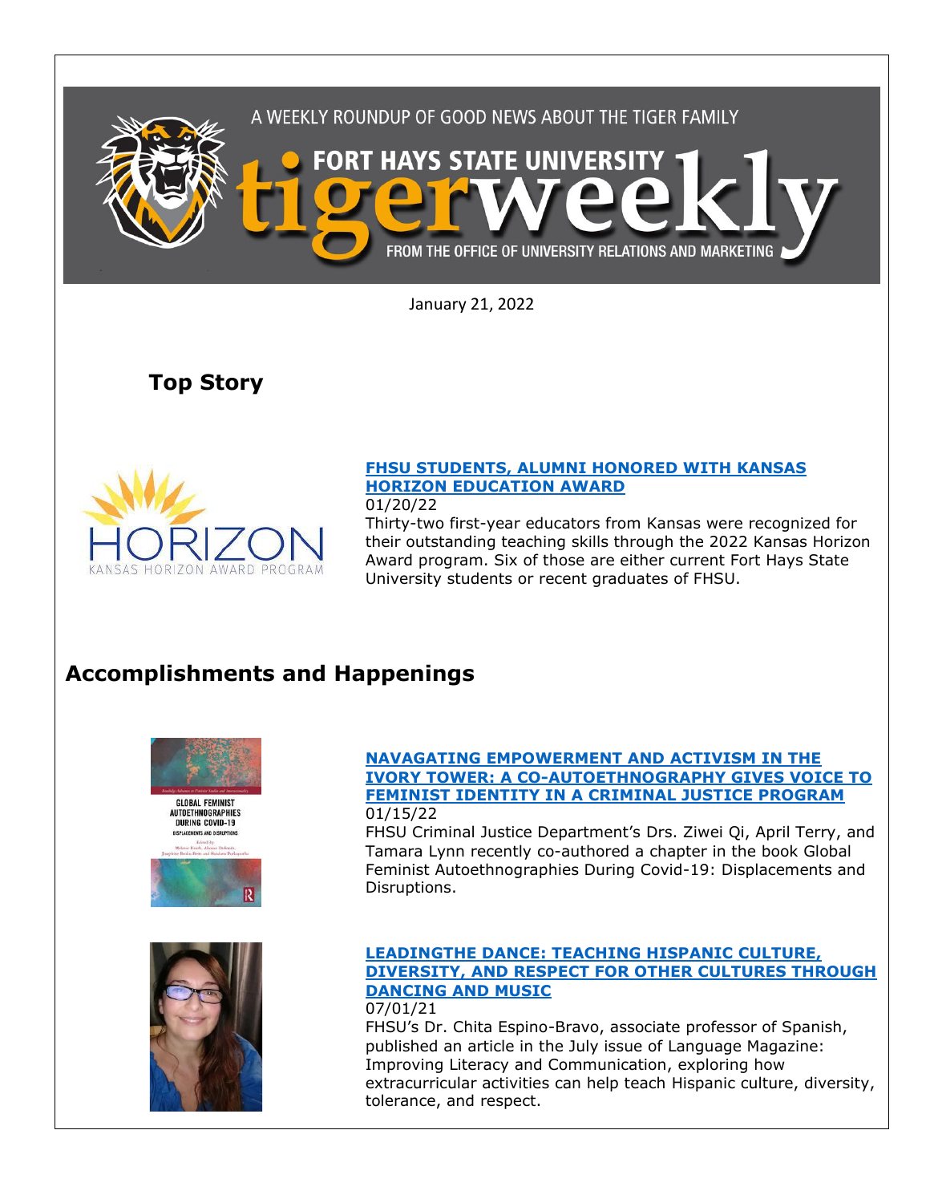A WEEKLY ROUNDUP OF GOOD NEWS ABOUT THE TIGER FAMILY

# FORT HAYS STATE UNIVERSITY tigerweekly

FROM THE OFFICE OF UNIVERSITY RELATIONS AND MARKETING

January 21, 2022

## Top Story

### [FHSU STUDENTS, ALUMNI HONORED WITH KANSAS HORIZON EDUCATION AWARD]

01/20/22

Thirty-two first-year educators from Kansas were recognized for their outstanding teaching skills through the 2022 Kansas Horizon Award program. Six of those are either current Fort Hays State University students or recent graduates of FHSU.

## Accomplishments and Happenings

### [NAVAGATING EMPOWERMENT AND ACTIVISM IN THE IVORY TOWER: A CO-AUTOETHNOGRAPHY GIVES VOICE TO FEMINIST IDENTITY IN A CRIMINAL JUSTICE PROGRAM]

01/15/22

FHSU Criminal Justice Department's Drs. Ziwei Qi, April Terry, and Tamara Lynn recently co-authored a chapter in the book Global Feminist Autoethnographies During Covid-19: Displacements and Disruptions.

### [LEADINGTHE DANCE: TEACHING HISPANIC CULTURE, DIVERSITY, AND RESPECT FOR OTHER CULTURES THROUGH DANCING AND MUSIC]

07/01/21

FHSU's Dr. Chita Espino-Bravo, associate professor of Spanish, published an article in the July issue of Language Magazine: Improving Literacy and Communication, exploring how extracurricular activities can help teach Hispanic culture, diversity, tolerance, and respect.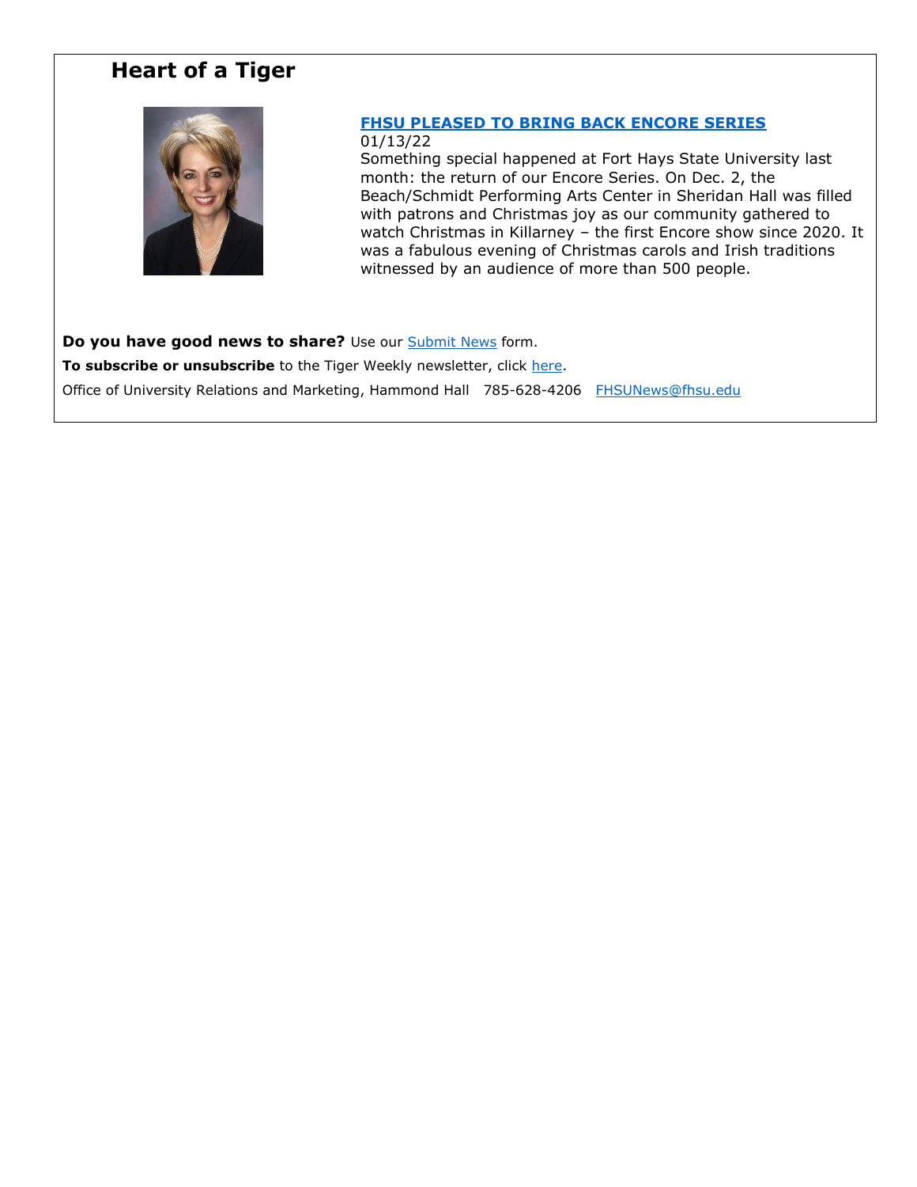## Heart of a Tiger

**FHSU PLEASED TO BRING BACK ENCORE SERIES**

01/13/22

Something special happened at Fort Hays State University last month: the return of our Encore Series. On Dec. 2, the Beach/Schmidt Performing Arts Center in Sheridan Hall was filled with patrons and Christmas joy as our community gathered to watch Christmas in Killarney – the first Encore show since 2020. It was a fabulous evening of Christmas carols and Irish traditions witnessed by an audience of more than 500 people.

**Do you have good news to share?** Use our Submit News form.

**To subscribe or unsubscribe** to the Tiger Weekly newsletter, click here.

Office of University Relations and Marketing, Hammond Hall 785-628-4206 FHSUNews@fhsu.edu